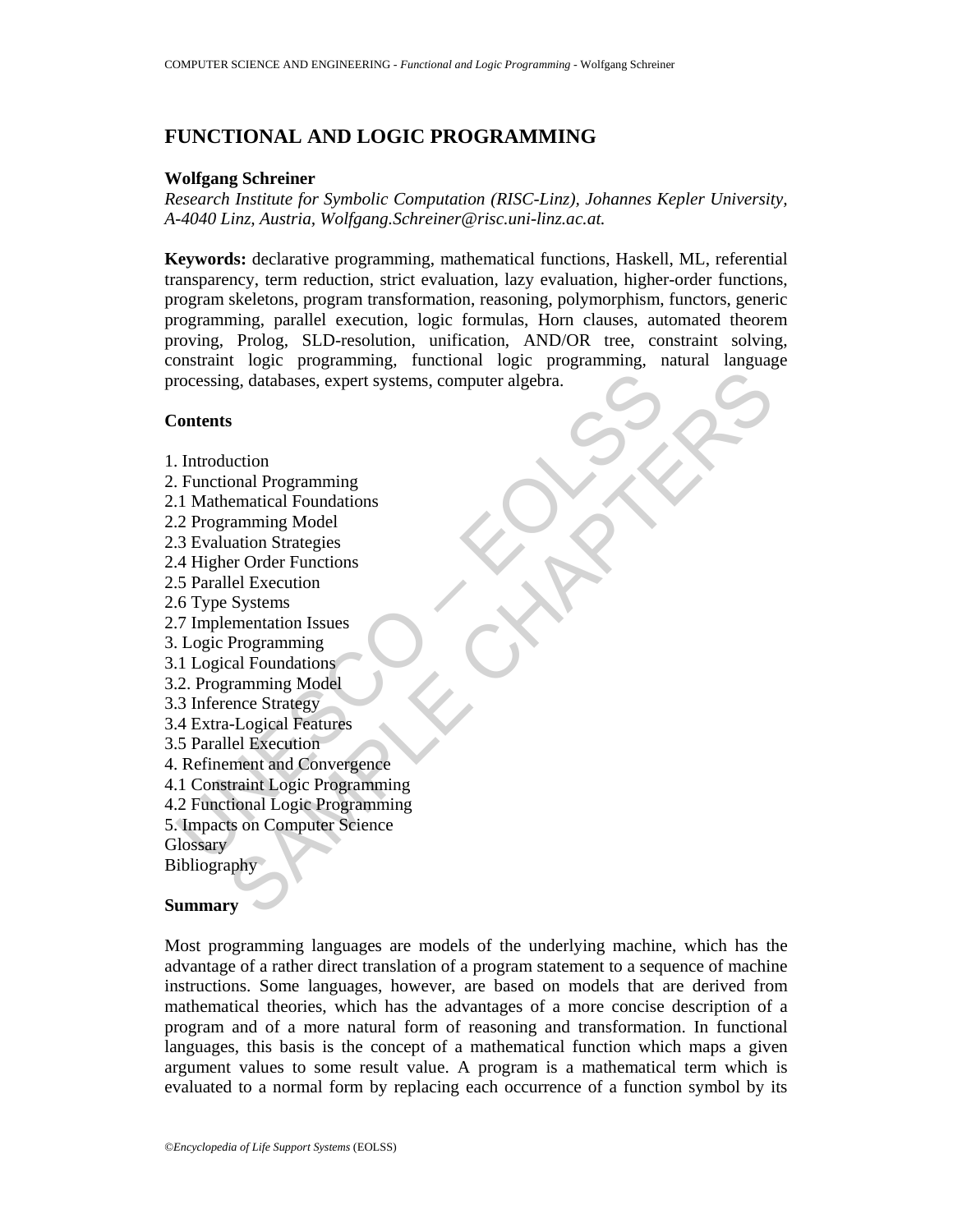# FUNCTIONAL AND LOGIC PROGRAMMING

**Wolfgang Schreiner**

*Research Institute for Symbolic Computation (RISC-Linz), Johannes Kepler University, A-4040 Linz, Austria, Wolfgang.Schreiner@risc.uni-linz.ac.at.*

**Keywords:** declarative programming, mathematical functions, Haskell, ML, referential transparency, term reduction, strict evaluation, lazy evaluation, higher-order functions, program skeletons, program transformation, reasoning, polymorphism, functors, generic programming, parallel execution, logic formulas, Horn clauses, automated theorem proving, Prolog, SLD-resolution, unification, AND/OR tree, constraint solving, constraint logic programming, functional logic programming, natural language processing, databases, expert systems, computer algebra.

## Contents

1. Introduction
2. Functional Programming
2.1 Mathematical Foundations
2.2 Programming Model
2.3 Evaluation Strategies
2.4 Higher Order Functions
2.5 Parallel Execution
2.6 Type Systems
2.7 Implementation Issues
3. Logic Programming
3.1 Logical Foundations
3.2. Programming Model
3.3 Inference Strategy
3.4 Extra-Logical Features
3.5 Parallel Execution
4. Refinement and Convergence
4.1 Constraint Logic Programming
4.2 Functional Logic Programming
5. Impacts on Computer Science
Glossary
Bibliography

## Summary

Most programming languages are models of the underlying machine, which has the advantage of a rather direct translation of a program statement to a sequence of machine instructions. Some languages, however, are based on models that are derived from mathematical theories, which has the advantages of a more concise description of a program and of a more natural form of reasoning and transformation. In functional languages, this basis is the concept of a mathematical function which maps a given argument values to some result value. A program is a mathematical term which is evaluated to a normal form by replacing each occurrence of a function symbol by its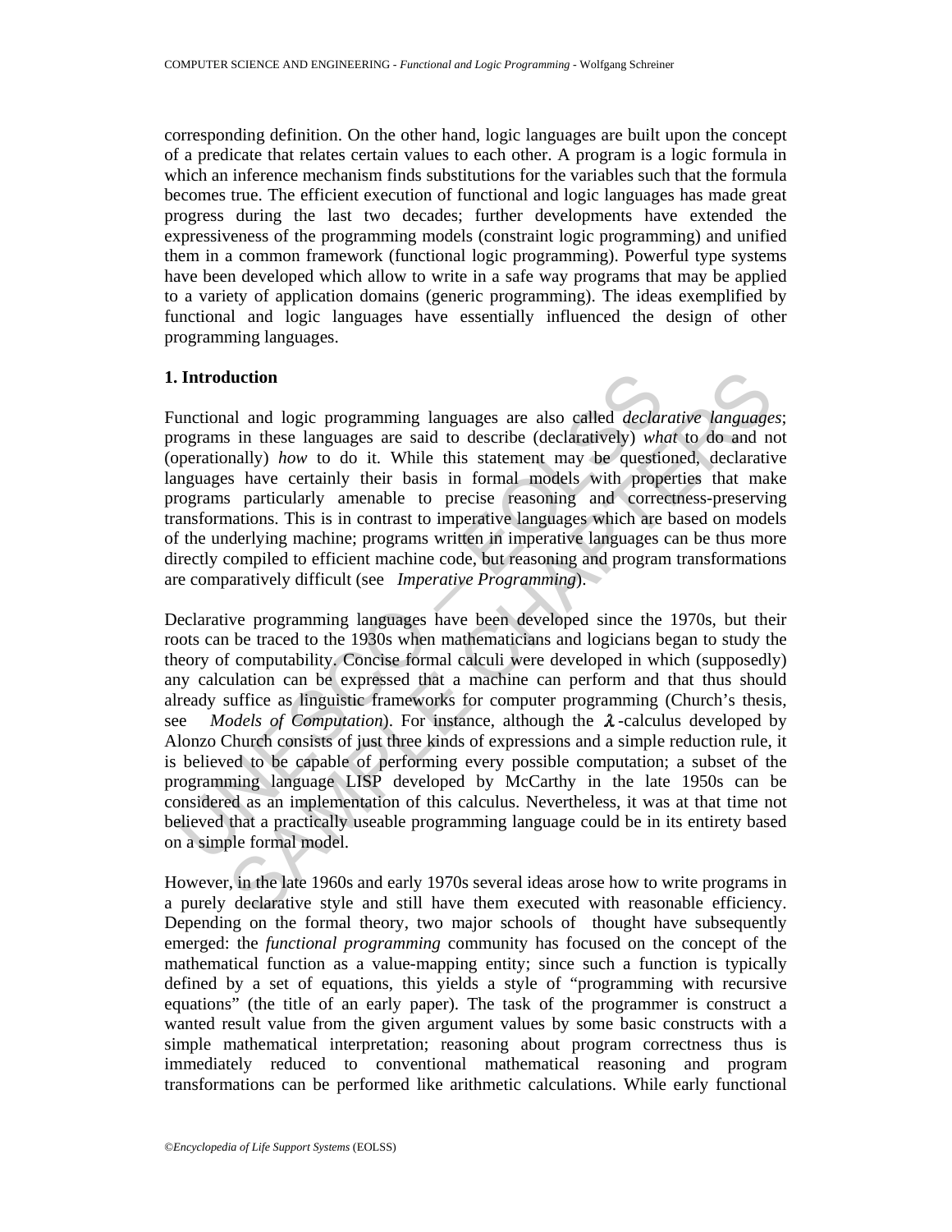corresponding definition. On the other hand, logic languages are built upon the concept of a predicate that relates certain values to each other. A program is a logic formula in which an inference mechanism finds substitutions for the variables such that the formula becomes true. The efficient execution of functional and logic languages has made great progress during the last two decades; further developments have extended the expressiveness of the programming models (constraint logic programming) and unified them in a common framework (functional logic programming). Powerful type systems have been developed which allow to write in a safe way programs that may be applied to a variety of application domains (generic programming). The ideas exemplified by functional and logic languages have essentially influenced the design of other programming languages.

## 1. Introduction

Functional and logic programming languages are also called *declarative languages*; programs in these languages are said to describe (declaratively) *what* to do and not (operationally) *how* to do it. While this statement may be questioned, declarative languages have certainly their basis in formal models with properties that make programs particularly amenable to precise reasoning and correctness-preserving transformations. This is in contrast to imperative languages which are based on models of the underlying machine; programs written in imperative languages can be thus more directly compiled to efficient machine code, but reasoning and program transformations are comparatively difficult (see *Imperative Programming*).

Declarative programming languages have been developed since the 1970s, but their roots can be traced to the 1930s when mathematicians and logicians began to study the theory of computability. Concise formal calculi were developed in which (supposedly) any calculation can be expressed that a machine can perform and that thus should already suffice as linguistic frameworks for computer programming (Church's thesis, see *Models of Computation*). For instance, although the $\lambda$-calculus developed by Alonzo Church consists of just three kinds of expressions and a simple reduction rule, it is believed to be capable of performing every possible computation; a subset of the programming language LISP developed by McCarthy in the late 1950s can be considered as an implementation of this calculus. Nevertheless, it was at that time not believed that a practically useable programming language could be in its entirety based on a simple formal model.

However, in the late 1960s and early 1970s several ideas arose how to write programs in a purely declarative style and still have them executed with reasonable efficiency. Depending on the formal theory, two major schools of thought have subsequently emerged: the *functional programming* community has focused on the concept of the mathematical function as a value-mapping entity; since such a function is typically defined by a set of equations, this yields a style of "programming with recursive equations" (the title of an early paper). The task of the programmer is construct a wanted result value from the given argument values by some basic constructs with a simple mathematical interpretation; reasoning about program correctness thus is immediately reduced to conventional mathematical reasoning and program transformations can be performed like arithmetic calculations. While early functional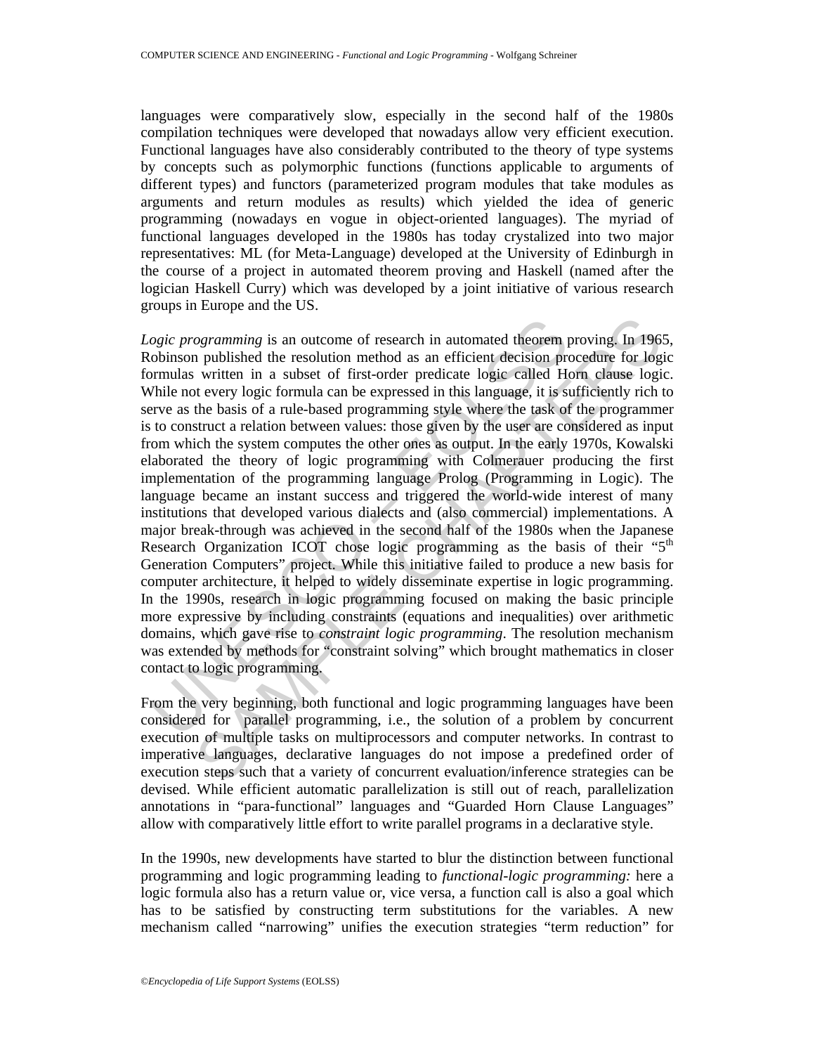languages were comparatively slow, especially in the second half of the 1980s compilation techniques were developed that nowadays allow very efficient execution. Functional languages have also considerably contributed to the theory of type systems by concepts such as polymorphic functions (functions applicable to arguments of different types) and functors (parameterized program modules that take modules as arguments and return modules as results) which yielded the idea of generic programming (nowadays en vogue in object-oriented languages). The myriad of functional languages developed in the 1980s has today crystalized into two major representatives: ML (for Meta-Language) developed at the University of Edinburgh in the course of a project in automated theorem proving and Haskell (named after the logician Haskell Curry) which was developed by a joint initiative of various research groups in Europe and the US.

*Logic programming* is an outcome of research in automated theorem proving. In 1965, Robinson published the resolution method as an efficient decision procedure for logic formulas written in a subset of first-order predicate logic called Horn clause logic. While not every logic formula can be expressed in this language, it is sufficiently rich to serve as the basis of a rule-based programming style where the task of the programmer is to construct a relation between values: those given by the user are considered as input from which the system computes the other ones as output. In the early 1970s, Kowalski elaborated the theory of logic programming with Colmerauer producing the first implementation of the programming language Prolog (Programming in Logic). The language became an instant success and triggered the world-wide interest of many institutions that developed various dialects and (also commercial) implementations. A major break-through was achieved in the second half of the 1980s when the Japanese Research Organization ICOT chose logic programming as the basis of their "5th Generation Computers" project. While this initiative failed to produce a new basis for computer architecture, it helped to widely disseminate expertise in logic programming. In the 1990s, research in logic programming focused on making the basic principle more expressive by including constraints (equations and inequalities) over arithmetic domains, which gave rise to *constraint logic programming*. The resolution mechanism was extended by methods for "constraint solving" which brought mathematics in closer contact to logic programming.

From the very beginning, both functional and logic programming languages have been considered for parallel programming, i.e., the solution of a problem by concurrent execution of multiple tasks on multiprocessors and computer networks. In contrast to imperative languages, declarative languages do not impose a predefined order of execution steps such that a variety of concurrent evaluation/inference strategies can be devised. While efficient automatic parallelization is still out of reach, parallelization annotations in "para-functional" languages and "Guarded Horn Clause Languages" allow with comparatively little effort to write parallel programs in a declarative style.

In the 1990s, new developments have started to blur the distinction between functional programming and logic programming leading to *functional-logic programming:* here a logic formula also has a return value or, vice versa, a function call is also a goal which has to be satisfied by constructing term substitutions for the variables. A new mechanism called "narrowing" unifies the execution strategies "term reduction" for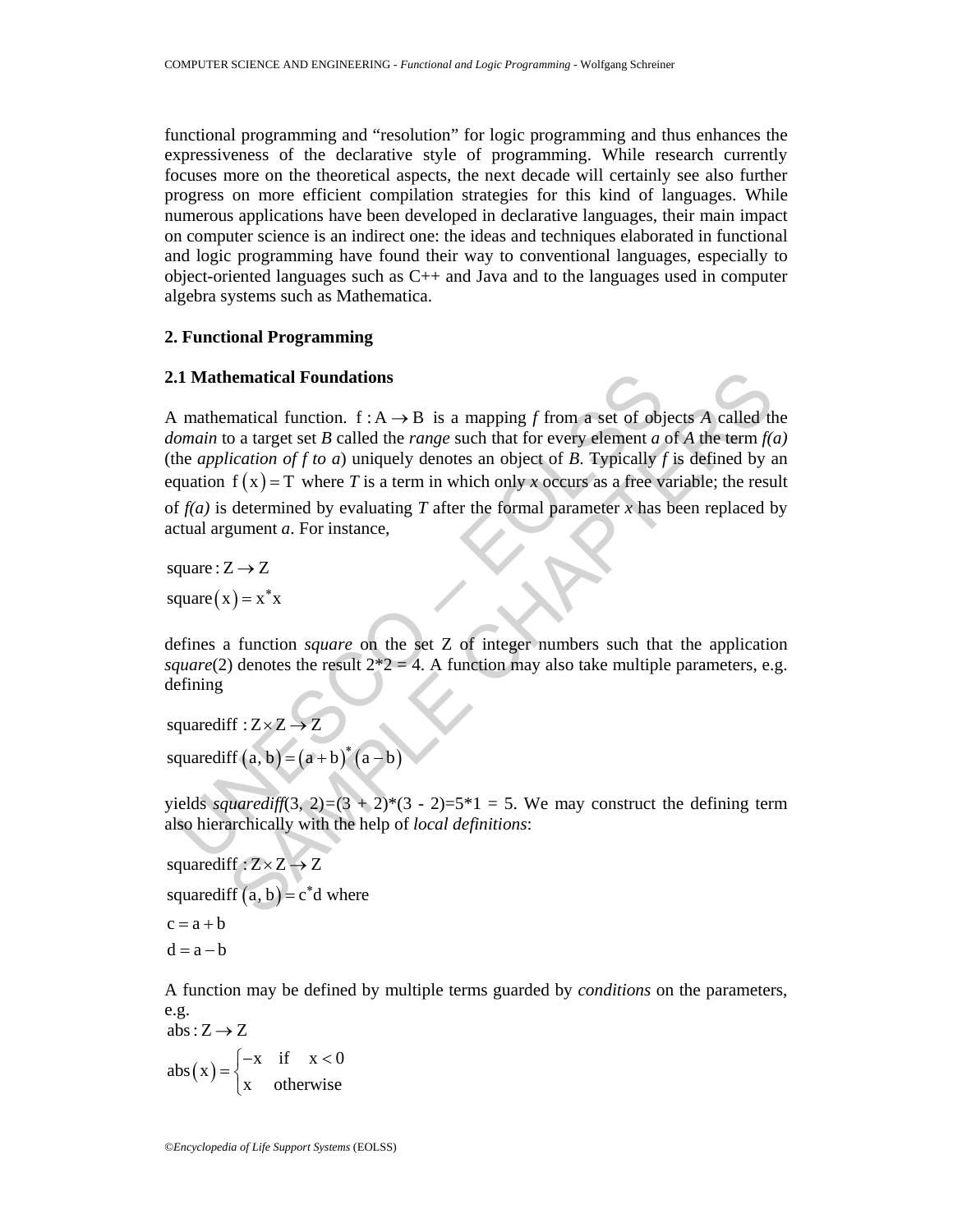functional programming and "resolution" for logic programming and thus enhances the expressiveness of the declarative style of programming. While research currently focuses more on the theoretical aspects, the next decade will certainly see also further progress on more efficient compilation strategies for this kind of languages. While numerous applications have been developed in declarative languages, their main impact on computer science is an indirect one: the ideas and techniques elaborated in functional and logic programming have found their way to conventional languages, especially to object-oriented languages such as C++ and Java and to the languages used in computer algebra systems such as Mathematica.

## 2. Functional Programming

### 2.1 Mathematical Foundations

A mathematical function. $f : A \rightarrow B$ is a mapping *f* from a set of objects *A* called the *domain* to a target set *B* called the *range* such that for every element *a* of *A* the term *f(a)* (the *application of f to a*) uniquely denotes an object of *B*. Typically *f* is defined by an equation $f(x) = T$ where *T* is a term in which only *x* occurs as a free variable; the result of *f(a)* is determined by evaluating *T* after the formal parameter *x* has been replaced by actual argument *a*. For instance,

$$\text{square} : Z \rightarrow Z$$
$$\text{square}(x) = x^* x$$

defines a function *square* on the set Z of integer numbers such that the application *square*(2) denotes the result 2*2 = 4. A function may also take multiple parameters, e.g. defining

$$\text{squarediff} : Z \times Z \rightarrow Z$$
$$\text{squarediff}(a, b) = (a + b)^* (a - b)$$

yields *squarediff*(3, 2)=(3 + 2)*(3 - 2)=5*1 = 5. We may construct the defining term also hierarchically with the help of *local definitions*:

$$\text{squarediff} : Z \times Z \rightarrow Z$$
$$\text{squarediff}(a, b) = c^* d \text{ where}$$
$$c = a + b$$
$$d = a - b$$

A function may be defined by multiple terms guarded by *conditions* on the parameters, e.g.

$$\text{abs} : Z \rightarrow Z$$
$$\text{abs}(x) = \begin{cases} -x & \text{if} \quad x < 0 \\ x & \text{otherwise} \end{cases}$$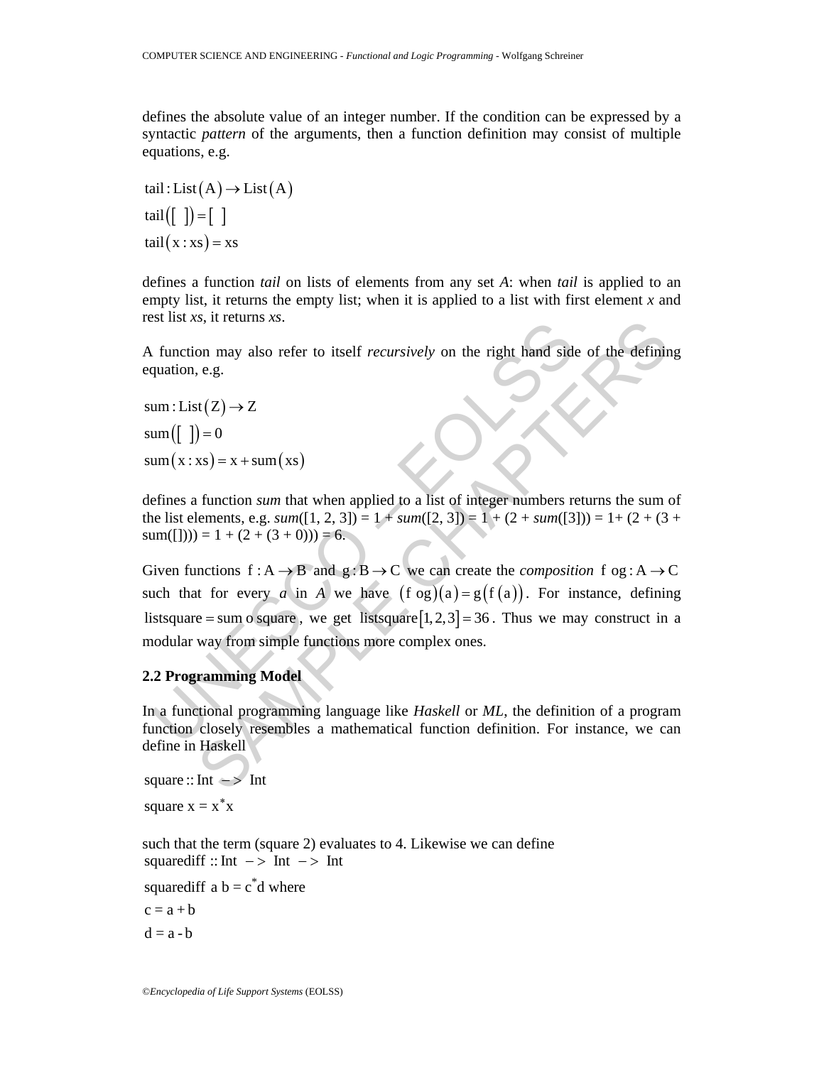defines the absolute value of an integer number. If the condition can be expressed by a syntactic *pattern* of the arguments, then a function definition may consist of multiple equations, e.g.

$$\text{tail} : \text{List}(\text{A}) \rightarrow \text{List}(\text{A})$$
$$\text{tail}([\ ]) = [\ ]$$
$$\text{tail}(\text{x} : \text{xs}) = \text{xs}$$

defines a function *tail* on lists of elements from any set *A*: when *tail* is applied to an empty list, it returns the empty list; when it is applied to a list with first element *x* and rest list *xs*, it returns *xs*.

A function may also refer to itself *recursively* on the right hand side of the defining equation, e.g.

$$\text{sum} : \text{List}(\text{Z}) \rightarrow \text{Z}$$
$$\text{sum}([\ ]) = 0$$
$$\text{sum}(\text{x} : \text{xs}) = \text{x} + \text{sum}(\text{xs})$$

defines a function *sum* that when applied to a list of integer numbers returns the sum of the list elements, e.g. *sum*([1, 2, 3]) = 1 + *sum*([2, 3]) = 1 + (2 + *sum*([3])) = 1+ (2 + (3 + sum([]))) = 1 + (2 + (3 + 0))) = 6.

Given functions $\text{f} : \text{A} \rightarrow \text{B}$ and $\text{g} : \text{B} \rightarrow \text{C}$ we can create the *composition* $\text{f} \circ \text{g} : \text{A} \rightarrow \text{C}$ such that for every *a* in *A* we have $(\text{f} \circ \text{g})(\text{a}) = \text{g}(\text{f}(\text{a}))$. For instance, defining $\text{listsquare} = \text{sum} \circ \text{square}$, we get $\text{listsquare}[1,2,3] = 36$. Thus we may construct in a modular way from simple functions more complex ones.

### 2.2 Programming Model

In a functional programming language like *Haskell* or *ML*, the definition of a program function closely resembles a mathematical function definition. For instance, we can define in Haskell

```
square :: Int -> Int
square x = x*x
```

such that the term (square 2) evaluates to 4. Likewise we can define

```
squarediff :: Int -> Int -> Int
squarediff a b = c*d where
c = a + b
d = a - b
```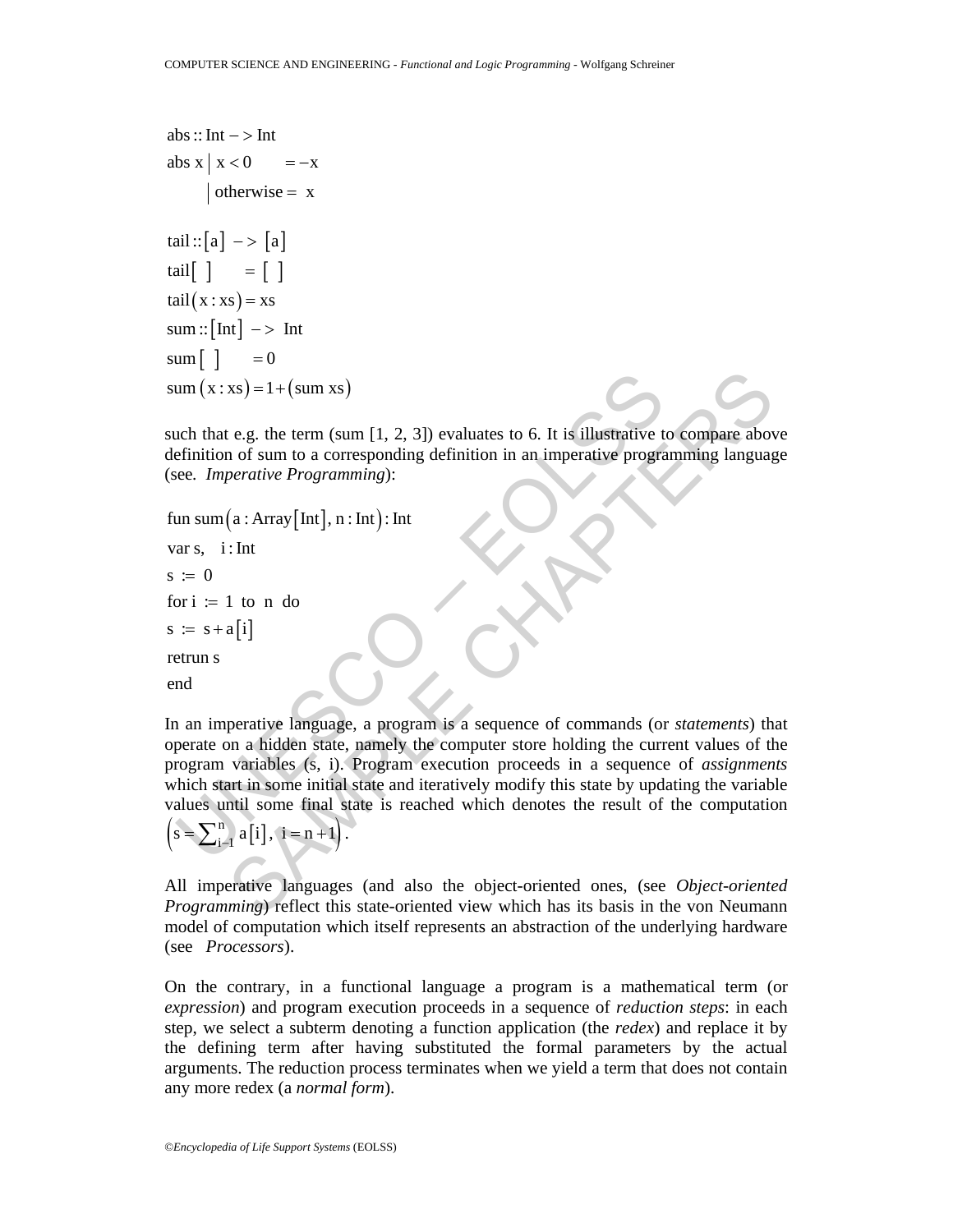```
abs :: Int -> Int
abs x | x < 0      = -x
      | otherwise =  x

tail :: [a] -> [a]
tail [ ]      = [ ]
tail (x : xs) = xs
sum :: [Int] -> Int
sum [ ]      = 0
sum (x : xs) = 1+(sum xs)
```

such that e.g. the term (sum [1, 2, 3]) evaluates to 6. It is illustrative to compare above definition of sum to a corresponding definition in an imperative programming language (see. *Imperative Programming*):

```
fun sum(a : Array[Int], n : Int) : Int
var s,  i : Int
s := 0
for i := 1 to n do
s := s + a[i]
retrun s
end
```

In an imperative language, a program is a sequence of commands (or *statements*) that operate on a hidden state, namely the computer store holding the current values of the program variables (s, i). Program execution proceeds in a sequence of *assignments* which start in some initial state and iteratively modify this state by updating the variable values until some final state is reached which denotes the result of the computation $\left(s = \sum_{i=1}^{n} a[i],\ i = n+1\right)$.

All imperative languages (and also the object-oriented ones, (see *Object-oriented Programming*) reflect this state-oriented view which has its basis in the von Neumann model of computation which itself represents an abstraction of the underlying hardware (see *Processors*).

On the contrary, in a functional language a program is a mathematical term (or *expression*) and program execution proceeds in a sequence of *reduction steps*: in each step, we select a subterm denoting a function application (the *redex*) and replace it by the defining term after having substituted the formal parameters by the actual arguments. The reduction process terminates when we yield a term that does not contain any more redex (a *normal form*).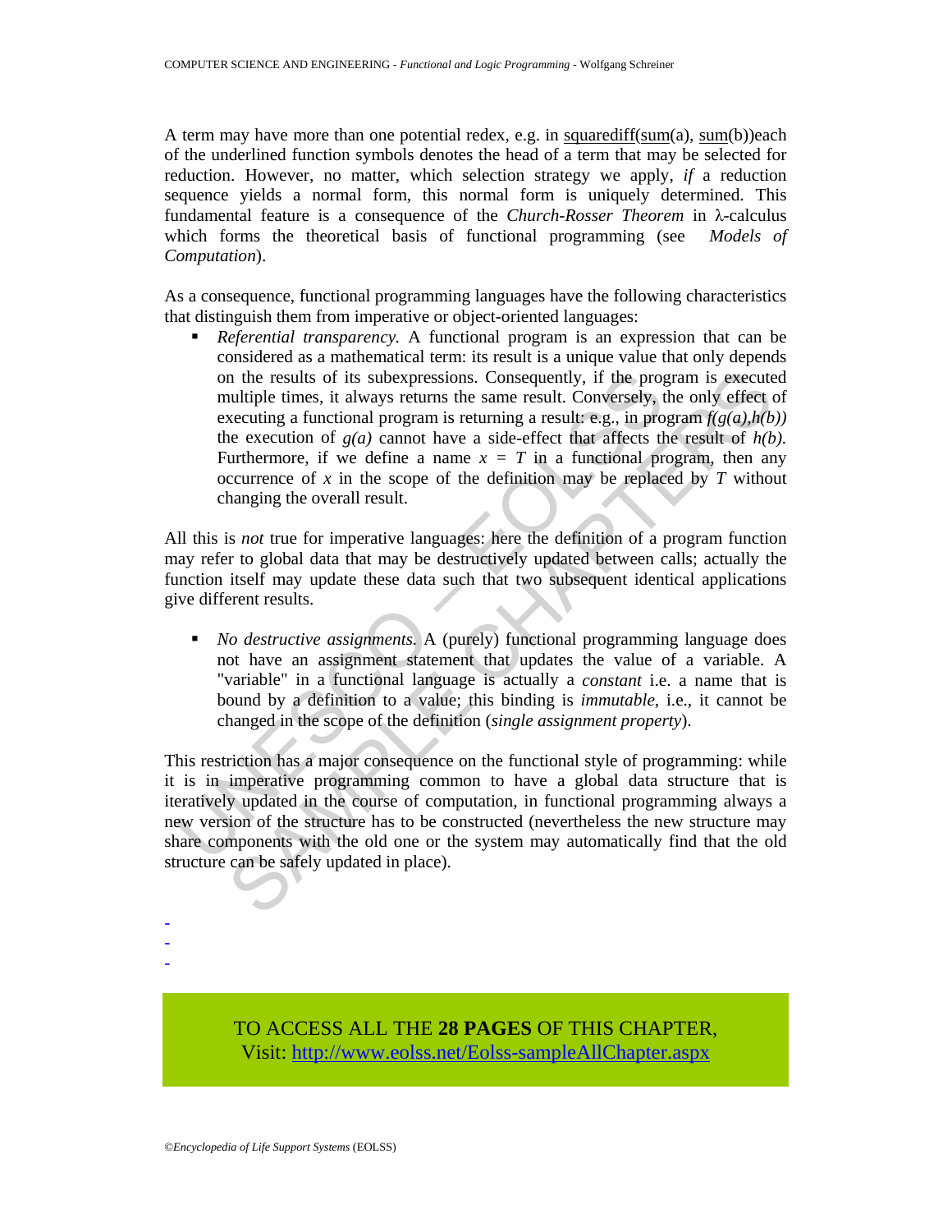A term may have more than one potential redex, e.g. in squarediff(sum(a), sum(b))each of the underlined function symbols denotes the head of a term that may be selected for reduction. However, no matter, which selection strategy we apply, *if* a reduction sequence yields a normal form, this normal form is uniquely determined. This fundamental feature is a consequence of the *Church-Rosser Theorem* in λ-calculus which forms the theoretical basis of functional programming (see *Models of Computation*).

As a consequence, functional programming languages have the following characteristics that distinguish them from imperative or object-oriented languages:

- *Referential transparency.* A functional program is an expression that can be considered as a mathematical term: its result is a unique value that only depends on the results of its subexpressions. Consequently, if the program is executed multiple times, it always returns the same result. Conversely, the only effect of executing a functional program is returning a result: e.g., in program $f(g(a),h(b))$ the execution of $g(a)$ cannot have a side-effect that affects the result of $h(b)$. Furthermore, if we define a name $x = T$ in a functional program, then any occurrence of $x$ in the scope of the definition may be replaced by $T$ without changing the overall result.

All this is *not* true for imperative languages: here the definition of a program function may refer to global data that may be destructively updated between calls; actually the function itself may update these data such that two subsequent identical applications give different results.

- *No destructive assignments.* A (purely) functional programming language does not have an assignment statement that updates the value of a variable. A "variable" in a functional language is actually a *constant* i.e. a name that is bound by a definition to a value; this binding is *immutable*, i.e., it cannot be changed in the scope of the definition (*single assignment property*).

This restriction has a major consequence on the functional style of programming: while it is in imperative programming common to have a global data structure that is iteratively updated in the course of computation, in functional programming always a new version of the structure has to be constructed (nevertheless the new structure may share components with the old one or the system may automatically find that the old structure can be safely updated in place).

-
-
-

TO ACCESS ALL THE **28 PAGES** OF THIS CHAPTER,
Visit: http://www.eolss.net/Eolss-sampleAllChapter.aspx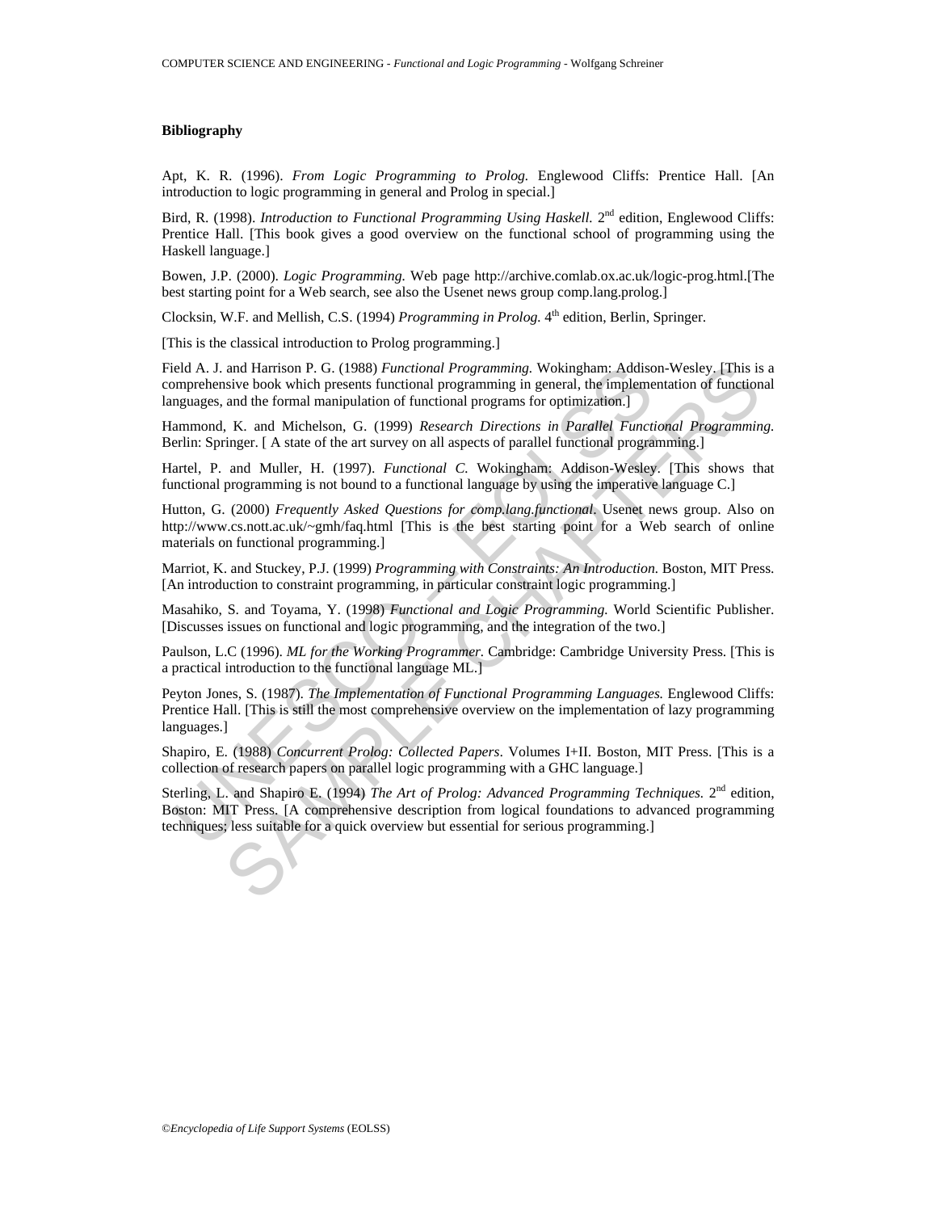### Bibliography

Apt, K. R. (1996). *From Logic Programming to Prolog.* Englewood Cliffs: Prentice Hall. [An introduction to logic programming in general and Prolog in special.]

Bird, R. (1998). *Introduction to Functional Programming Using Haskell.* 2nd edition, Englewood Cliffs: Prentice Hall. [This book gives a good overview on the functional school of programming using the Haskell language.]

Bowen, J.P. (2000). *Logic Programming.* Web page http://archive.comlab.ox.ac.uk/logic-prog.html.[The best starting point for a Web search, see also the Usenet news group comp.lang.prolog.]

Clocksin, W.F. and Mellish, C.S. (1994) *Programming in Prolog.* 4th edition, Berlin, Springer.

[This is the classical introduction to Prolog programming.]

Field A. J. and Harrison P. G. (1988) *Functional Programming.* Wokingham: Addison-Wesley. [This is a comprehensive book which presents functional programming in general, the implementation of functional languages, and the formal manipulation of functional programs for optimization.]

Hammond, K. and Michelson, G. (1999) *Research Directions in Parallel Functional Programming.* Berlin: Springer. [ A state of the art survey on all aspects of parallel functional programming.]

Hartel, P. and Muller, H. (1997). *Functional C.* Wokingham: Addison-Wesley. [This shows that functional programming is not bound to a functional language by using the imperative language C.]

Hutton, G. (2000) *Frequently Asked Questions for comp.lang.functional*. Usenet news group. Also on http://www.cs.nott.ac.uk/~gmh/faq.html [This is the best starting point for a Web search of online materials on functional programming.]

Marriot, K. and Stuckey, P.J. (1999) *Programming with Constraints: An Introduction.* Boston, MIT Press. [An introduction to constraint programming, in particular constraint logic programming.]

Masahiko, S. and Toyama, Y. (1998) *Functional and Logic Programming.* World Scientific Publisher. [Discusses issues on functional and logic programming, and the integration of the two.]

Paulson, L.C (1996). *ML for the Working Programmer*. Cambridge: Cambridge University Press. [This is a practical introduction to the functional language ML.]

Peyton Jones, S. (1987). *The Implementation of Functional Programming Languages.* Englewood Cliffs: Prentice Hall. [This is still the most comprehensive overview on the implementation of lazy programming languages.]

Shapiro, E. (1988) *Concurrent Prolog: Collected Papers*. Volumes I+II. Boston, MIT Press. [This is a collection of research papers on parallel logic programming with a GHC language.]

Sterling, L. and Shapiro E. (1994) *The Art of Prolog: Advanced Programming Techniques.* 2nd edition, Boston: MIT Press. [A comprehensive description from logical foundations to advanced programming techniques; less suitable for a quick overview but essential for serious programming.]